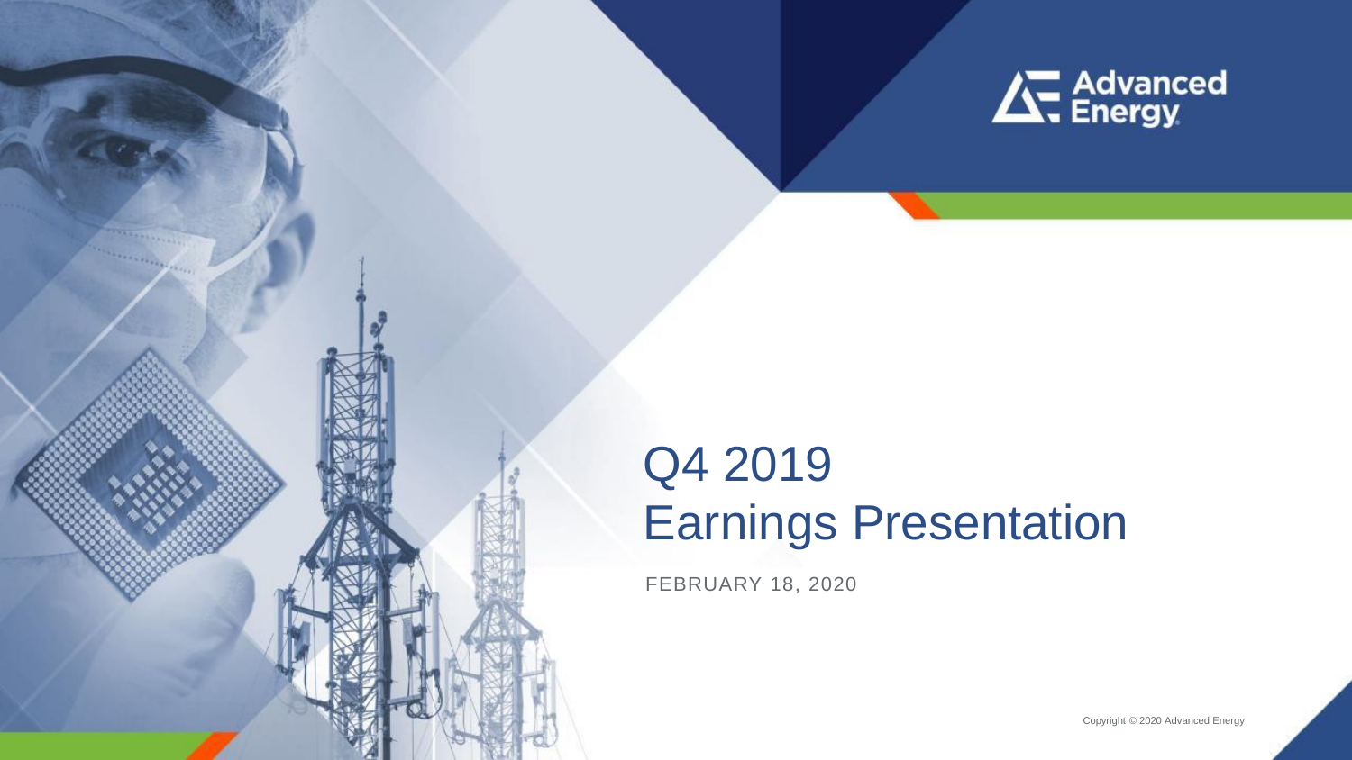Advanced Energy

# Q4 2019 Earnings Presentation

FEBRUARY 18, 2020

Copyright © 2020 Advanced Energy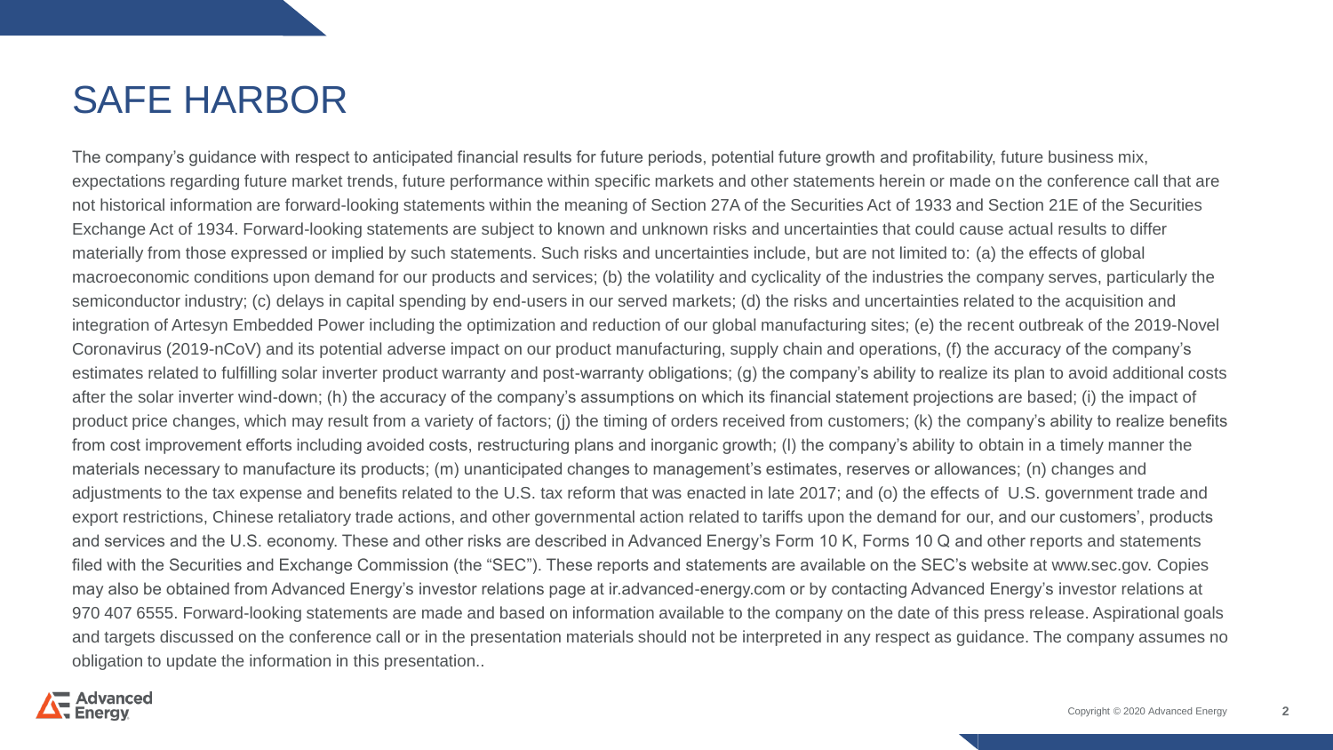# SAFE HARBOR

The company's guidance with respect to anticipated financial results for future periods, potential future growth and profitability, future business mix, expectations regarding future market trends, future performance within specific markets and other statements herein or made on the conference call that are not historical information are forward-looking statements within the meaning of Section 27A of the Securities Act of 1933 and Section 21E of the Securities Exchange Act of 1934. Forward-looking statements are subject to known and unknown risks and uncertainties that could cause actual results to differ materially from those expressed or implied by such statements. Such risks and uncertainties include, but are not limited to: (a) the effects of global macroeconomic conditions upon demand for our products and services; (b) the volatility and cyclicality of the industries the company serves, particularly the semiconductor industry; (c) delays in capital spending by end-users in our served markets; (d) the risks and uncertainties related to the acquisition and integration of Artesyn Embedded Power including the optimization and reduction of our global manufacturing sites; (e) the recent outbreak of the 2019-Novel Coronavirus (2019-nCoV) and its potential adverse impact on our product manufacturing, supply chain and operations, (f) the accuracy of the company's estimates related to fulfilling solar inverter product warranty and post-warranty obligations; (g) the company's ability to realize its plan to avoid additional costs after the solar inverter wind-down; (h) the accuracy of the company's assumptions on which its financial statement projections are based; (i) the impact of product price changes, which may result from a variety of factors; (j) the timing of orders received from customers; (k) the company's ability to realize benefits from cost improvement efforts including avoided costs, restructuring plans and inorganic growth; (l) the company's ability to obtain in a timely manner the materials necessary to manufacture its products; (m) unanticipated changes to management's estimates, reserves or allowances; (n) changes and adjustments to the tax expense and benefits related to the U.S. tax reform that was enacted in late 2017; and (o) the effects of U.S. government trade and export restrictions, Chinese retaliatory trade actions, and other governmental action related to tariffs upon the demand for our, and our customers', products and services and the U.S. economy. These and other risks are described in Advanced Energy's Form 10 K, Forms 10 Q and other reports and statements filed with the Securities and Exchange Commission (the "SEC"). These reports and statements are available on the SEC's website at www.sec.gov. Copies may also be obtained from Advanced Energy's investor relations page at ir.advanced-energy.com or by contacting Advanced Energy's investor relations at 970 407 6555. Forward-looking statements are made and based on information available to the company on the date of this press release. Aspirational goals and targets discussed on the conference call or in the presentation materials should not be interpreted in any respect as guidance. The company assumes no obligation to update the information in this presentation..

Copyright © 2020 Advanced Energy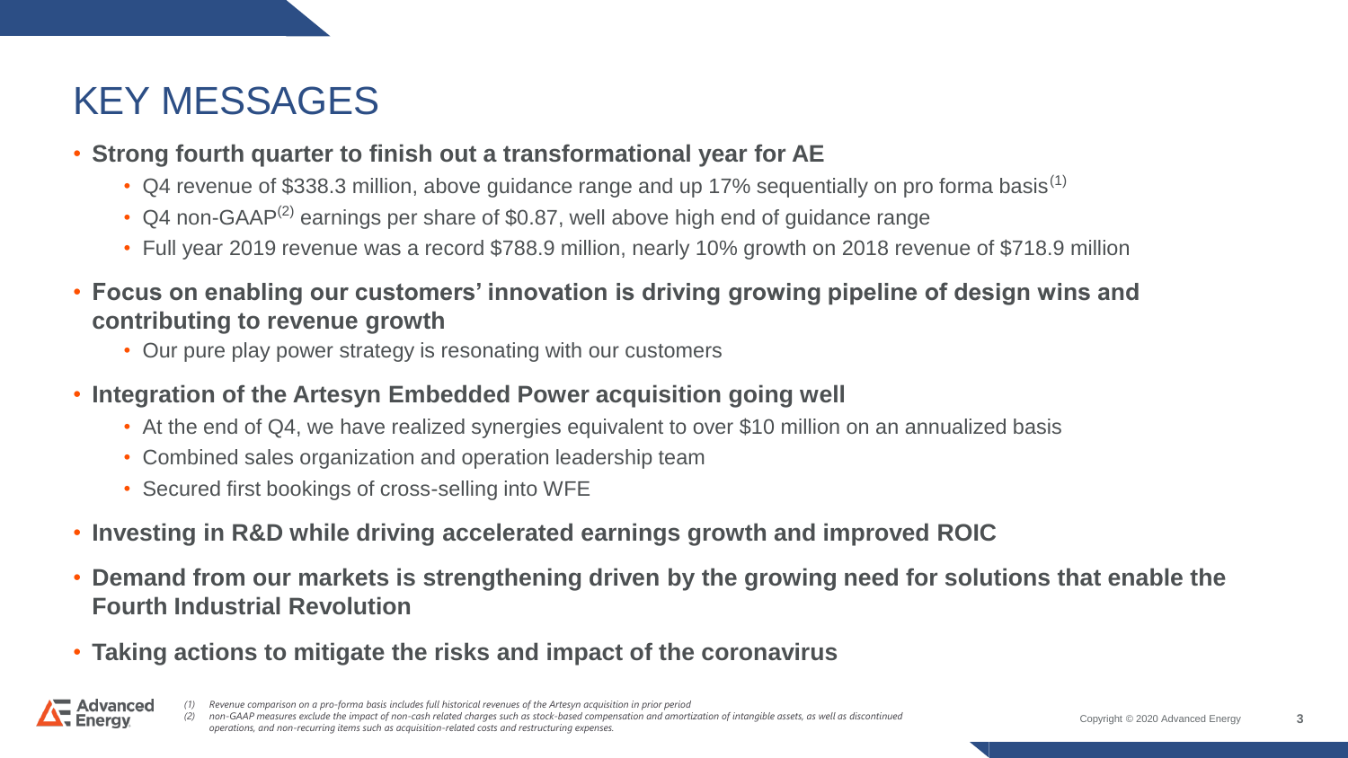# KEY MESSAGES

- **Strong fourth quarter to finish out a transformational year for AE**
  - Q4 revenue of $338.3 million, above guidance range and up 17% sequentially on pro forma basis[1]
  - Q4 non-GAAP[2] earnings per share of $0.87, well above high end of guidance range
  - Full year 2019 revenue was a record $788.9 million, nearly 10% growth on 2018 revenue of $718.9 million
- **Focus on enabling our customers' innovation is driving growing pipeline of design wins and contributing to revenue growth**
  - Our pure play power strategy is resonating with our customers
- **Integration of the Artesyn Embedded Power acquisition going well**
  - At the end of Q4, we have realized synergies equivalent to over $10 million on an annualized basis
  - Combined sales organization and operation leadership team
  - Secured first bookings of cross-selling into WFE
- **Investing in R&D while driving accelerated earnings growth and improved ROIC**
- **Demand from our markets is strengthening driven by the growing need for solutions that enable the Fourth Industrial Revolution**
- **Taking actions to mitigate the risks and impact of the coronavirus**

*(1) Revenue comparison on a pro-forma basis includes full historical revenues of the Artesyn acquisition in prior period*

*(2) non-GAAP measures exclude the impact of non-cash related charges such as stock-based compensation and amortization of intangible assets, as well as discontinued operations, and non-recurring items such as acquisition-related costs and restructuring expenses.*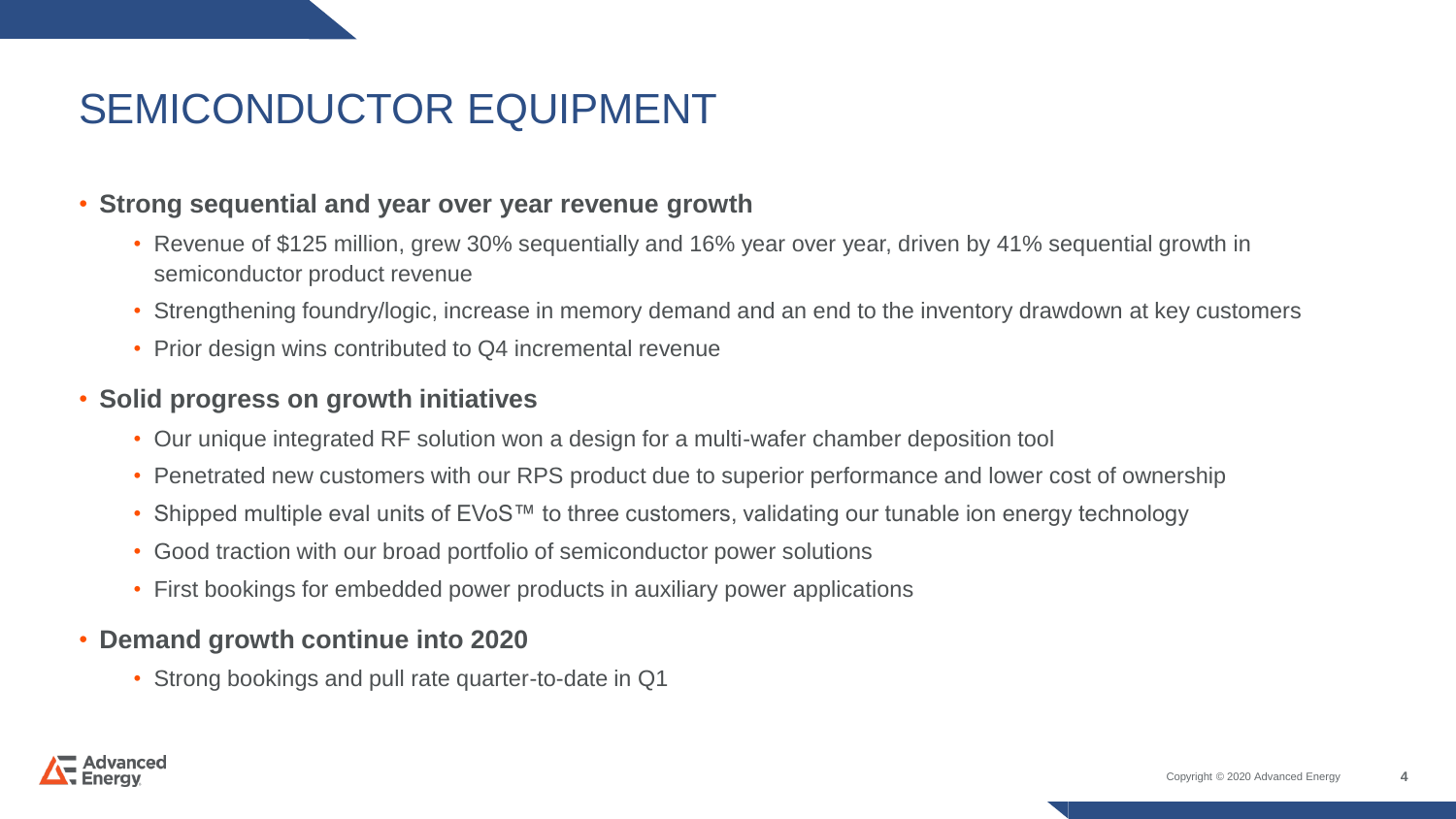# SEMICONDUCTOR EQUIPMENT

- **Strong sequential and year over year revenue growth**
  - Revenue of $125 million, grew 30% sequentially and 16% year over year, driven by 41% sequential growth in semiconductor product revenue
  - Strengthening foundry/logic, increase in memory demand and an end to the inventory drawdown at key customers
  - Prior design wins contributed to Q4 incremental revenue
- **Solid progress on growth initiatives**
  - Our unique integrated RF solution won a design for a multi-wafer chamber deposition tool
  - Penetrated new customers with our RPS product due to superior performance and lower cost of ownership
  - Shipped multiple eval units of EVoS™ to three customers, validating our tunable ion energy technology
  - Good traction with our broad portfolio of semiconductor power solutions
  - First bookings for embedded power products in auxiliary power applications
- **Demand growth continue into 2020**
  - Strong bookings and pull rate quarter-to-date in Q1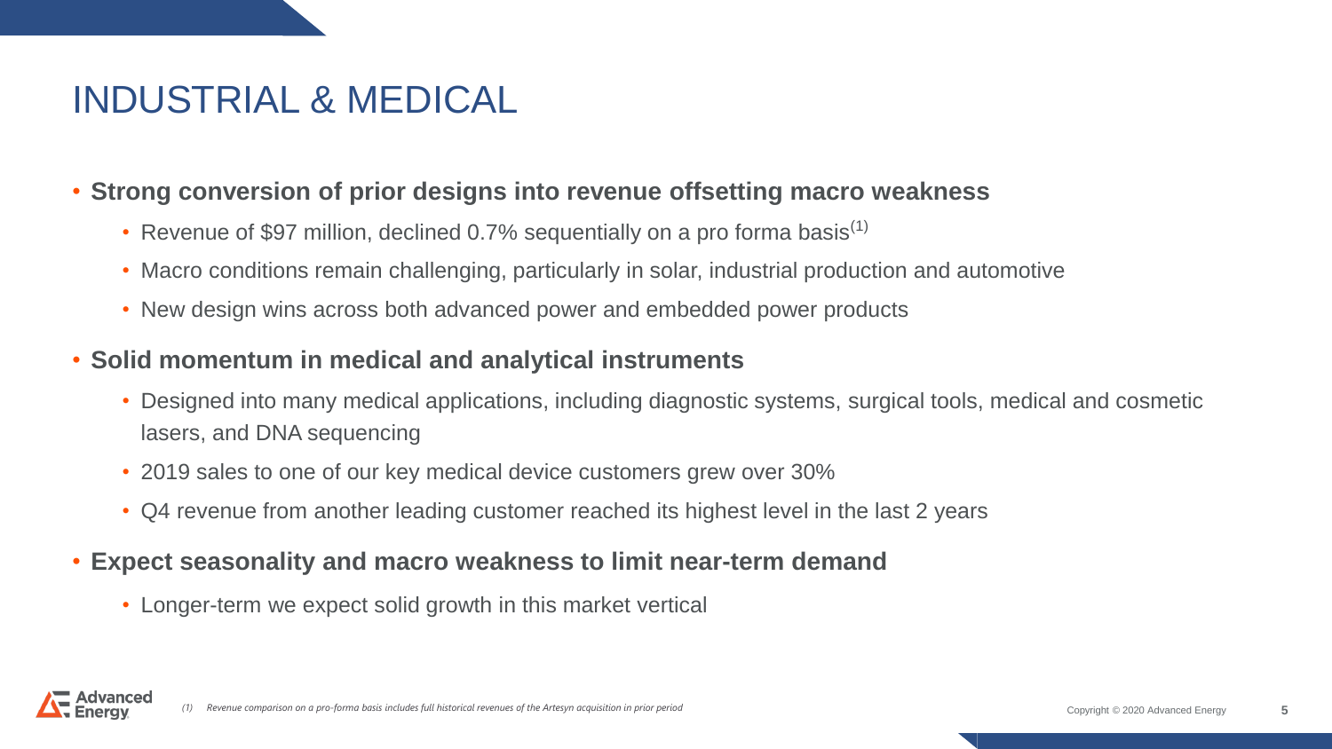# INDUSTRIAL & MEDICAL

- **Strong conversion of prior designs into revenue offsetting macro weakness**
  - Revenue of $97 million, declined 0.7% sequentially on a pro forma basis[1]
  - Macro conditions remain challenging, particularly in solar, industrial production and automotive
  - New design wins across both advanced power and embedded power products
- **Solid momentum in medical and analytical instruments**
  - Designed into many medical applications, including diagnostic systems, surgical tools, medical and cosmetic lasers, and DNA sequencing
  - 2019 sales to one of our key medical device customers grew over 30%
  - Q4 revenue from another leading customer reached its highest level in the last 2 years
- **Expect seasonality and macro weakness to limit near-term demand**
  - Longer-term we expect solid growth in this market vertical

*(1) Revenue comparison on a pro-forma basis includes full historical revenues of the Artesyn acquisition in prior period*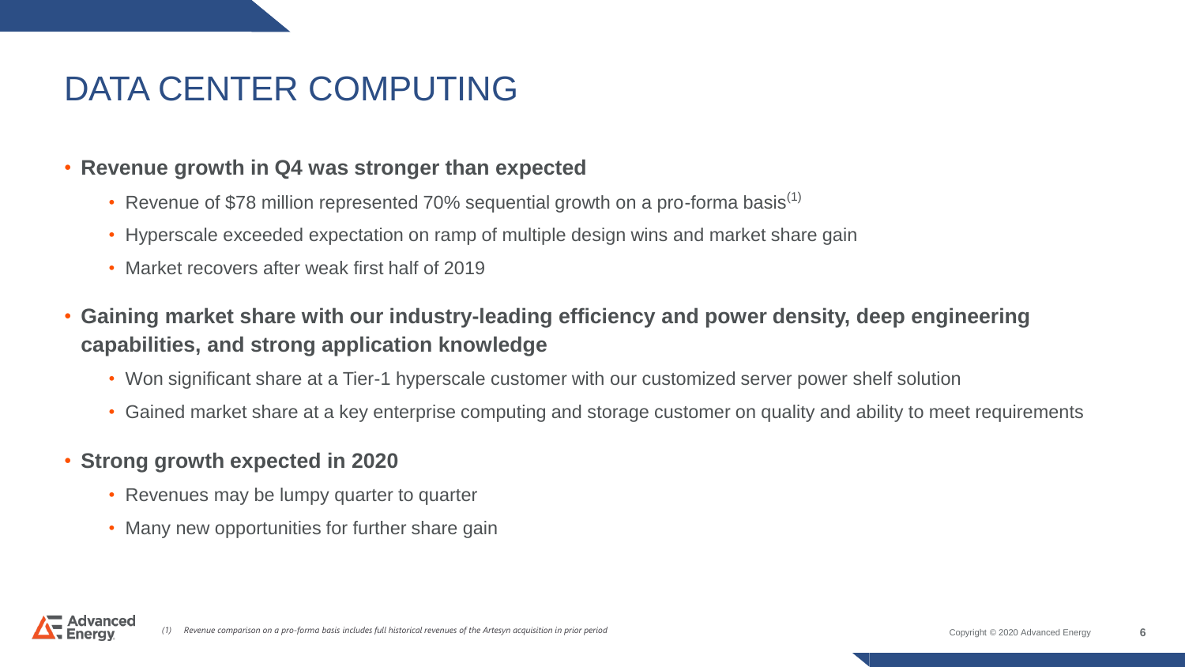# DATA CENTER COMPUTING

- **Revenue growth in Q4 was stronger than expected**
  - Revenue of $78 million represented 70% sequential growth on a pro-forma basis[(1)]
  - Hyperscale exceeded expectation on ramp of multiple design wins and market share gain
  - Market recovers after weak first half of 2019
- **Gaining market share with our industry-leading efficiency and power density, deep engineering capabilities, and strong application knowledge**
  - Won significant share at a Tier-1 hyperscale customer with our customized server power shelf solution
  - Gained market share at a key enterprise computing and storage customer on quality and ability to meet requirements
- **Strong growth expected in 2020**
  - Revenues may be lumpy quarter to quarter
  - Many new opportunities for further share gain

*(1) Revenue comparison on a pro-forma basis includes full historical revenues of the Artesyn acquisition in prior period*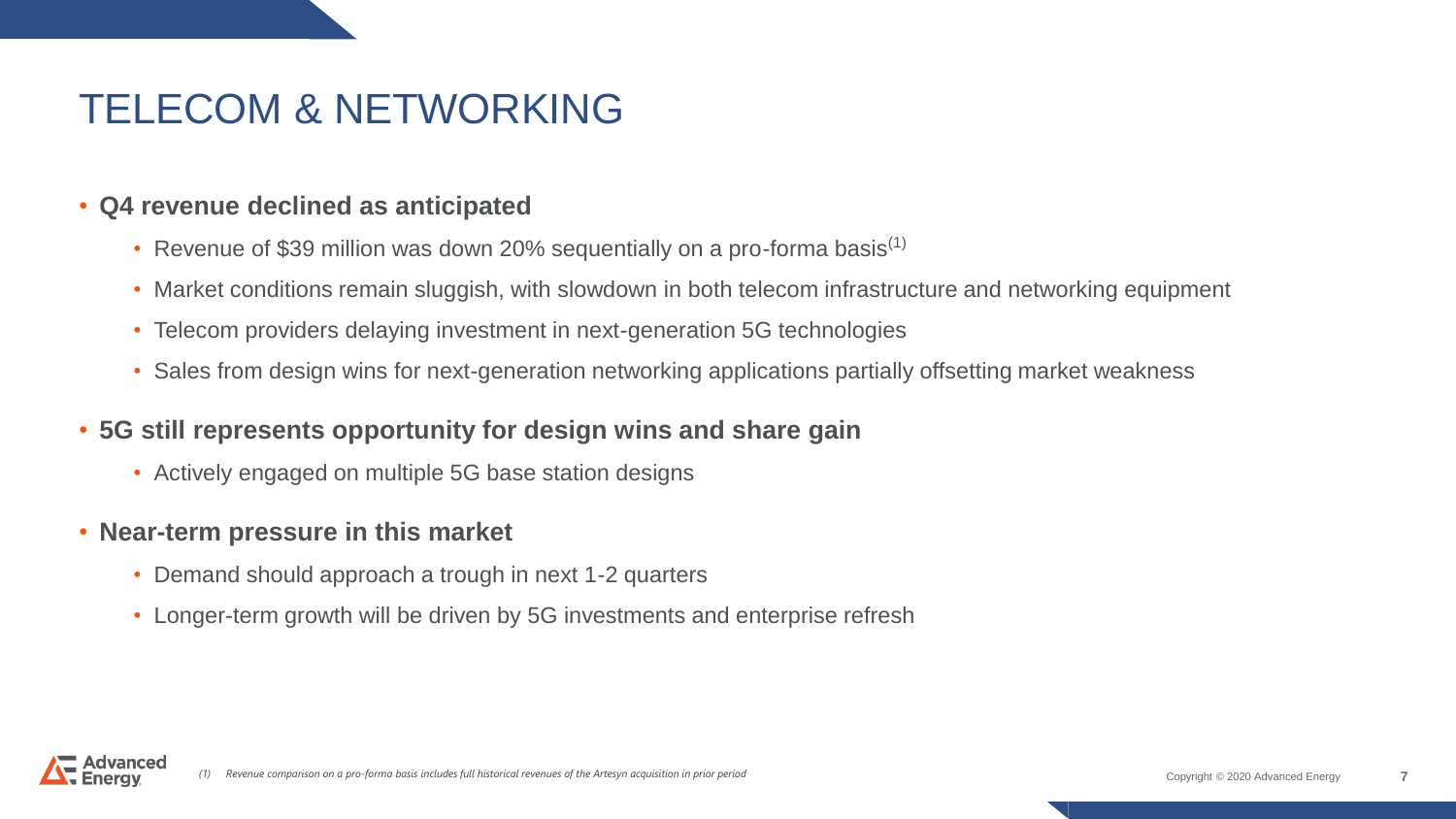# TELECOM & NETWORKING

- **Q4 revenue declined as anticipated**
  - Revenue of $39 million was down 20% sequentially on a pro-forma basis[1]
  - Market conditions remain sluggish, with slowdown in both telecom infrastructure and networking equipment
  - Telecom providers delaying investment in next-generation 5G technologies
  - Sales from design wins for next-generation networking applications partially offsetting market weakness
- **5G still represents opportunity for design wins and share gain**
  - Actively engaged on multiple 5G base station designs
- **Near-term pressure in this market**
  - Demand should approach a trough in next 1-2 quarters
  - Longer-term growth will be driven by 5G investments and enterprise refresh

*(1) Revenue comparison on a pro-forma basis includes full historical revenues of the Artesyn acquisition in prior period*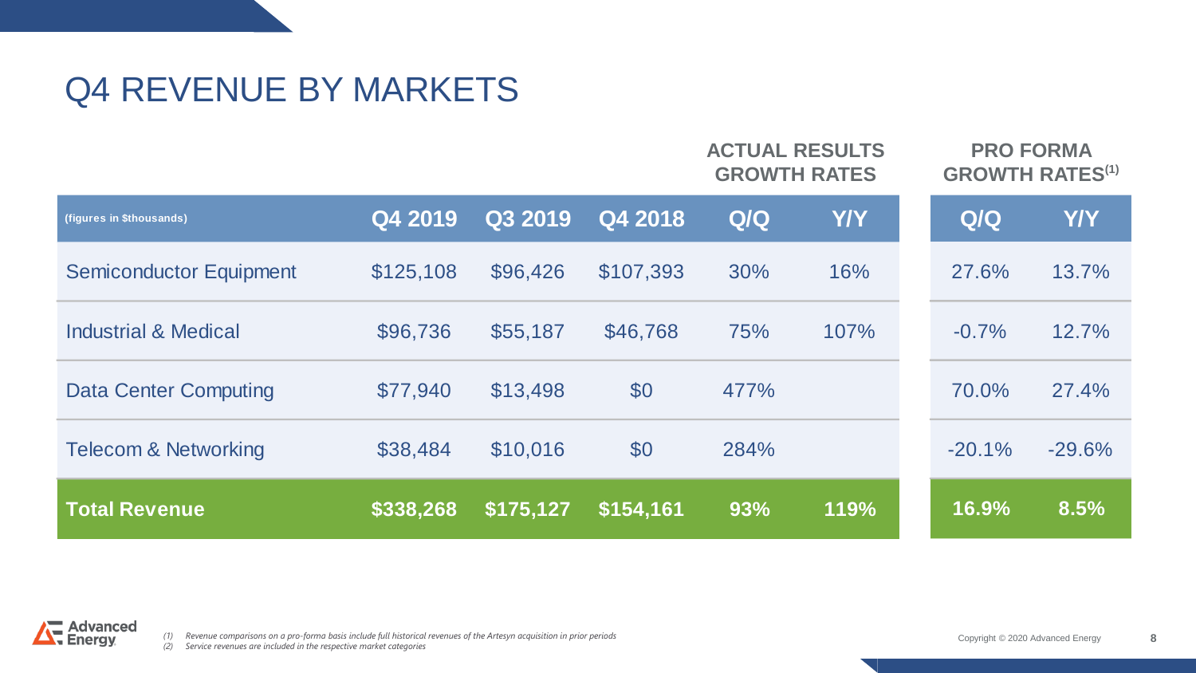# Q4 REVENUE BY MARKETS

| (figures in $thousands) | Q4 2019 | Q3 2019 | Q4 2018 | ACTUAL RESULTS GROWTH RATES | | PRO FORMA GROWTH RATES(1) | |
|---|---|---|---|---|---|---|---|
| | | | | Q/Q | Y/Y | Q/Q | Y/Y |
| Semiconductor Equipment | $125,108 | $96,426 | $107,393 | 30% | 16% | 27.6% | 13.7% |
| Industrial & Medical | $96,736 | $55,187 | $46,768 | 75% | 107% | -0.7% | 12.7% |
| Data Center Computing | $77,940 | $13,498 | $0 | 477% | | 70.0% | 27.4% |
| Telecom & Networking | $38,484 | $10,016 | $0 | 284% | | -20.1% | -29.6% |
| **Total Revenue** | **$338,268** | **$175,127** | **$154,161** | **93%** | **119%** | **16.9%** | **8.5%** |

*(1) Revenue comparisons on a pro-forma basis include full historical revenues of the Artesyn acquisition in prior periods*
*(2) Service revenues are included in the respective market categories*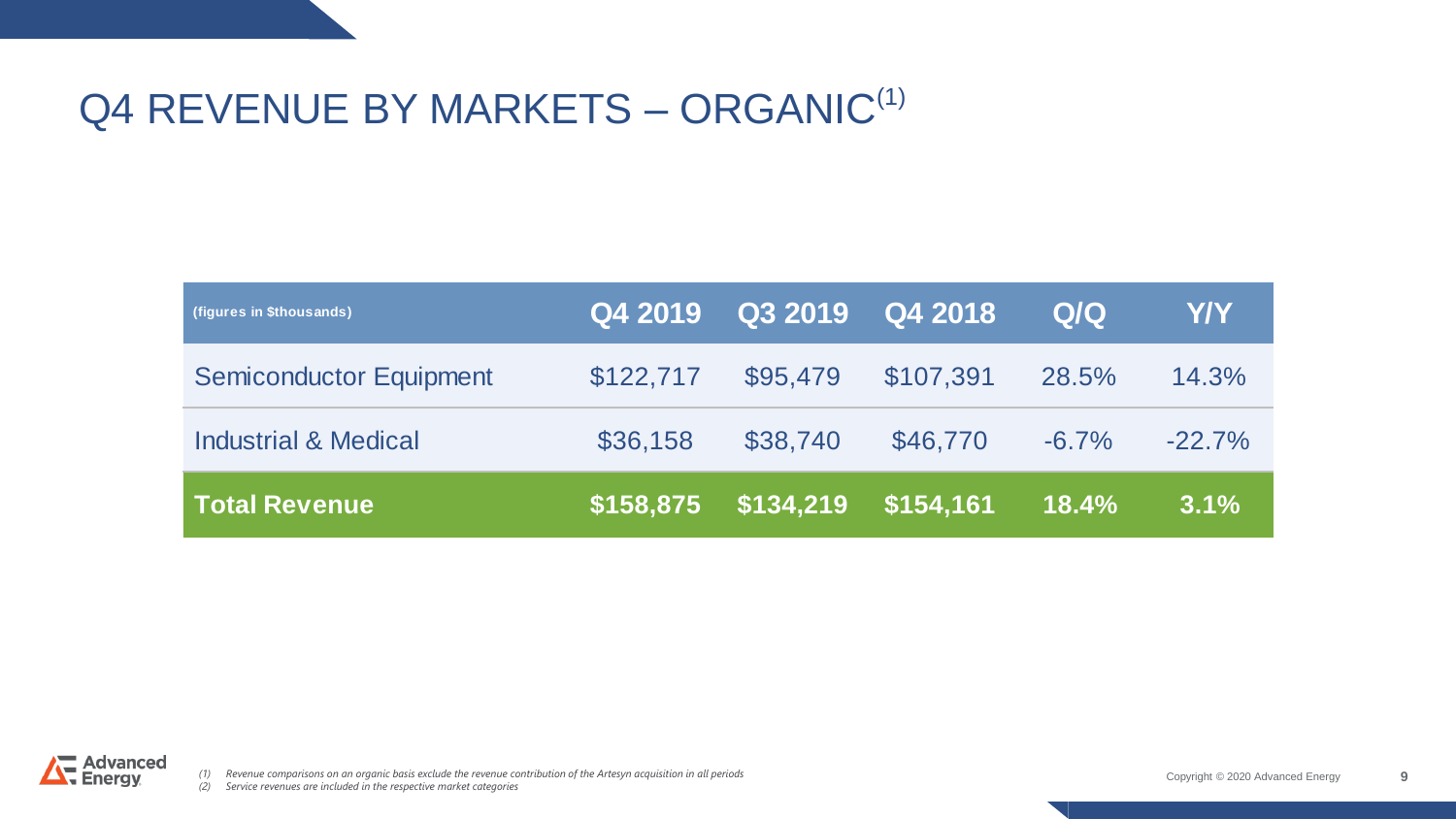# Q4 REVENUE BY MARKETS – ORGANIC[1]

| (figures in $thousands) | Q4 2019 | Q3 2019 | Q4 2018 | Q/Q | Y/Y |
|---|---|---|---|---|---|
| Semiconductor Equipment | $122,717 | $95,479 | $107,391 | 28.5% | 14.3% |
| Industrial & Medical | $36,158 | $38,740 | $46,770 | -6.7% | -22.7% |
| **Total Revenue** | **$158,875** | **$134,219** | **$154,161** | **18.4%** | **3.1%** |

*(1) Revenue comparisons on an organic basis exclude the revenue contribution of the Artesyn acquisition in all periods*
*(2) Service revenues are included in the respective market categories*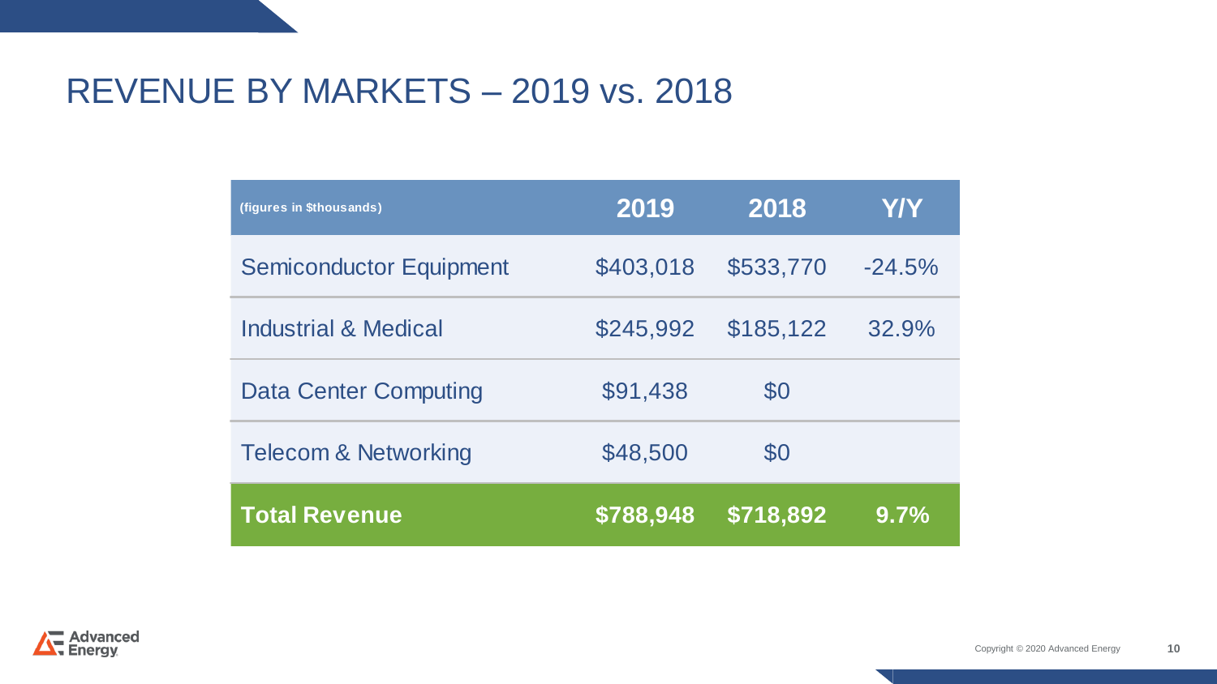# REVENUE BY MARKETS – 2019 vs. 2018

| (figures in $thousands) | 2019 | 2018 | Y/Y |
|---|---|---|---|
| Semiconductor Equipment | $403,018 | $533,770 | -24.5% |
| Industrial & Medical | $245,992 | $185,122 | 32.9% |
| Data Center Computing | $91,438 | $0 | |
| Telecom & Networking | $48,500 | $0 | |
| **Total Revenue** | **$788,948** | **$718,892** | **9.7%** |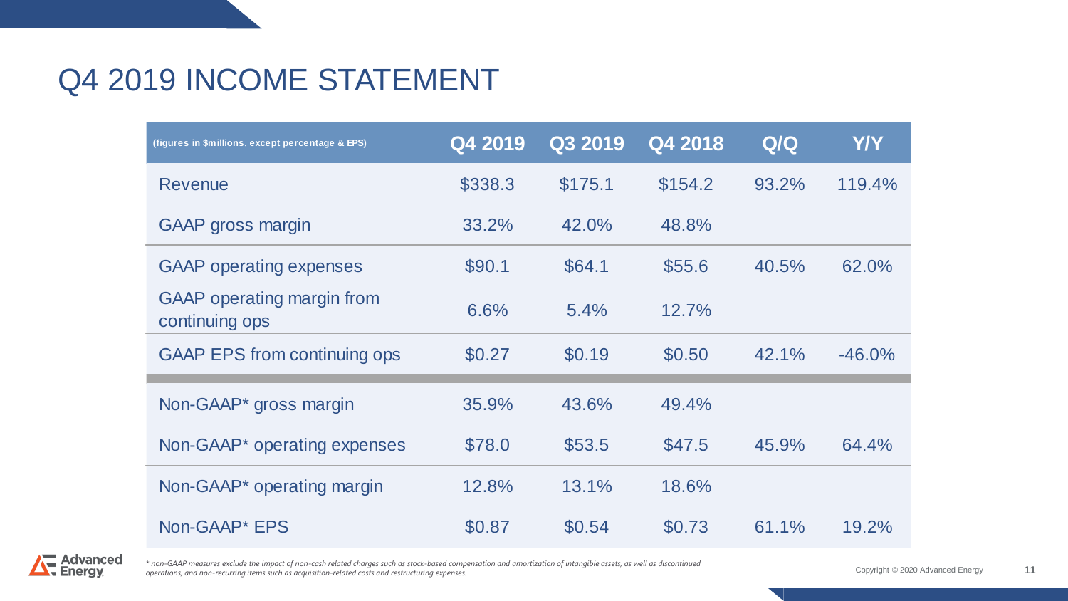# Q4 2019 INCOME STATEMENT

| (figures in $millions, except percentage & EPS) | Q4 2019 | Q3 2019 | Q4 2018 | Q/Q | Y/Y |
|---|---|---|---|---|---|
| Revenue | $338.3 | $175.1 | $154.2 | 93.2% | 119.4% |
| GAAP gross margin | 33.2% | 42.0% | 48.8% | | |
| GAAP operating expenses | $90.1 | $64.1 | $55.6 | 40.5% | 62.0% |
| GAAP operating margin from continuing ops | 6.6% | 5.4% | 12.7% | | |
| GAAP EPS from continuing ops | $0.27 | $0.19 | $0.50 | 42.1% | -46.0% |
| Non-GAAP* gross margin | 35.9% | 43.6% | 49.4% | | |
| Non-GAAP* operating expenses | $78.0 | $53.5 | $47.5 | 45.9% | 64.4% |
| Non-GAAP* operating margin | 12.8% | 13.1% | 18.6% | | |
| Non-GAAP* EPS | $0.87 | $0.54 | $0.73 | 61.1% | 19.2% |

*\* non-GAAP measures exclude the impact of non-cash related charges such as stock-based compensation and amortization of intangible assets, as well as discontinued operations, and non-recurring items such as acquisition-related costs and restructuring expenses.*

Copyright © 2020 Advanced Energy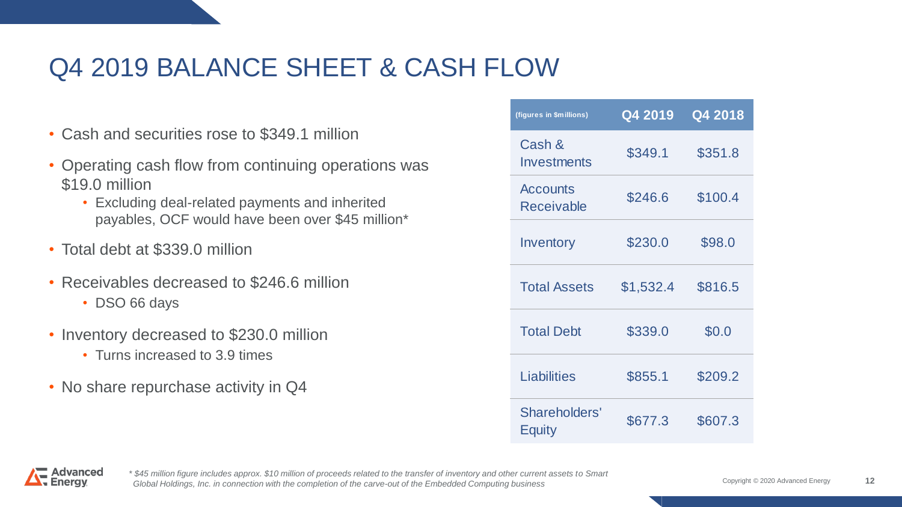# Q4 2019 BALANCE SHEET & CASH FLOW

- Cash and securities rose to $349.1 million
- Operating cash flow from continuing operations was $19.0 million
  - Excluding deal-related payments and inherited payables, OCF would have been over $45 million*
- Total debt at $339.0 million
- Receivables decreased to $246.6 million
  - DSO 66 days
- Inventory decreased to $230.0 million
  - Turns increased to 3.9 times
- No share repurchase activity in Q4

| (figures in $millions) | Q4 2019 | Q4 2018 |
|---|---|---|
| Cash & Investments | $349.1 | $351.8 |
| Accounts Receivable | $246.6 | $100.4 |
| Inventory | $230.0 | $98.0 |
| Total Assets | $1,532.4 | $816.5 |
| Total Debt | $339.0 | $0.0 |
| Liabilities | $855.1 | $209.2 |
| Shareholders' Equity | $677.3 | $607.3 |

*\* $45 million figure includes approx. $10 million of proceeds related to the transfer of inventory and other current assets to Smart Global Holdings, Inc. in connection with the completion of the carve-out of the Embedded Computing business*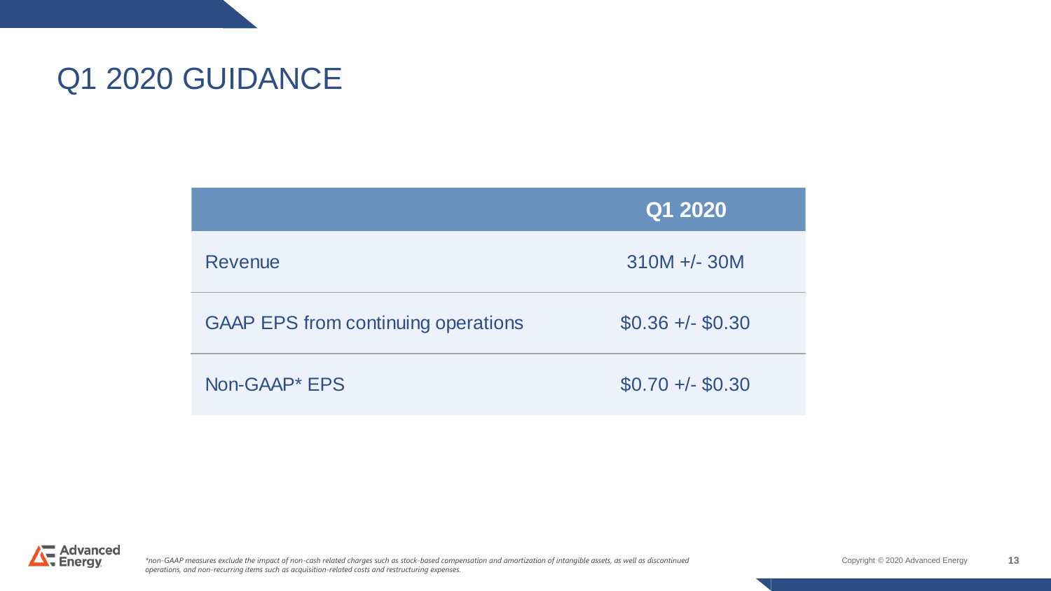# Q1 2020 GUIDANCE

| | Q1 2020 |
|---|---|
| Revenue | 310M +/- 30M |
| GAAP EPS from continuing operations | $0.36 +/- $0.30 |
| Non-GAAP* EPS | $0.70 +/- $0.30 |

*\*non-GAAP measures exclude the impact of non-cash related charges such as stock-based compensation and amortization of intangible assets, as well as discontinued operations, and non-recurring items such as acquisition-related costs and restructuring expenses.*

Copyright © 2020 Advanced Energy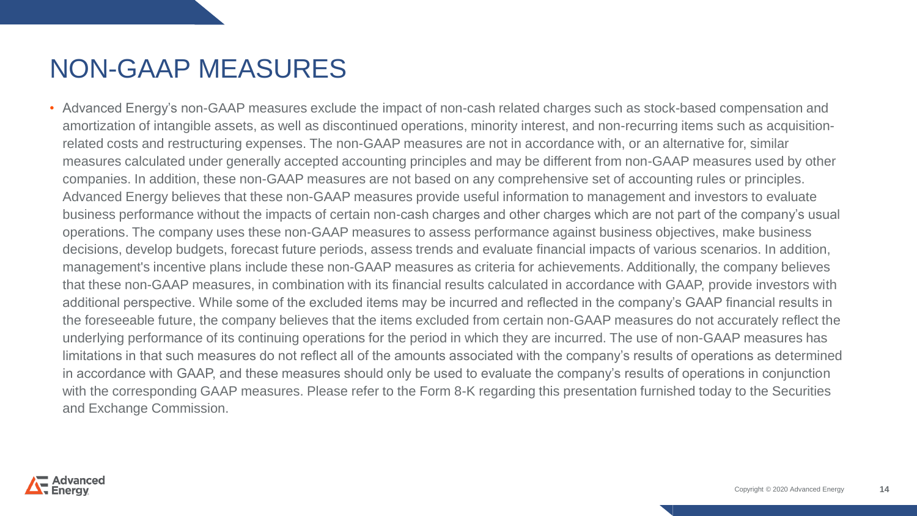# NON-GAAP MEASURES

- Advanced Energy's non-GAAP measures exclude the impact of non-cash related charges such as stock-based compensation and amortization of intangible assets, as well as discontinued operations, minority interest, and non-recurring items such as acquisition-related costs and restructuring expenses. The non-GAAP measures are not in accordance with, or an alternative for, similar measures calculated under generally accepted accounting principles and may be different from non-GAAP measures used by other companies. In addition, these non-GAAP measures are not based on any comprehensive set of accounting rules or principles. Advanced Energy believes that these non-GAAP measures provide useful information to management and investors to evaluate business performance without the impacts of certain non-cash charges and other charges which are not part of the company's usual operations. The company uses these non-GAAP measures to assess performance against business objectives, make business decisions, develop budgets, forecast future periods, assess trends and evaluate financial impacts of various scenarios. In addition, management's incentive plans include these non-GAAP measures as criteria for achievements. Additionally, the company believes that these non-GAAP measures, in combination with its financial results calculated in accordance with GAAP, provide investors with additional perspective. While some of the excluded items may be incurred and reflected in the company's GAAP financial results in the foreseeable future, the company believes that the items excluded from certain non-GAAP measures do not accurately reflect the underlying performance of its continuing operations for the period in which they are incurred. The use of non-GAAP measures has limitations in that such measures do not reflect all of the amounts associated with the company's results of operations as determined in accordance with GAAP, and these measures should only be used to evaluate the company's results of operations in conjunction with the corresponding GAAP measures. Please refer to the Form 8-K regarding this presentation furnished today to the Securities and Exchange Commission.

Copyright © 2020 Advanced Energy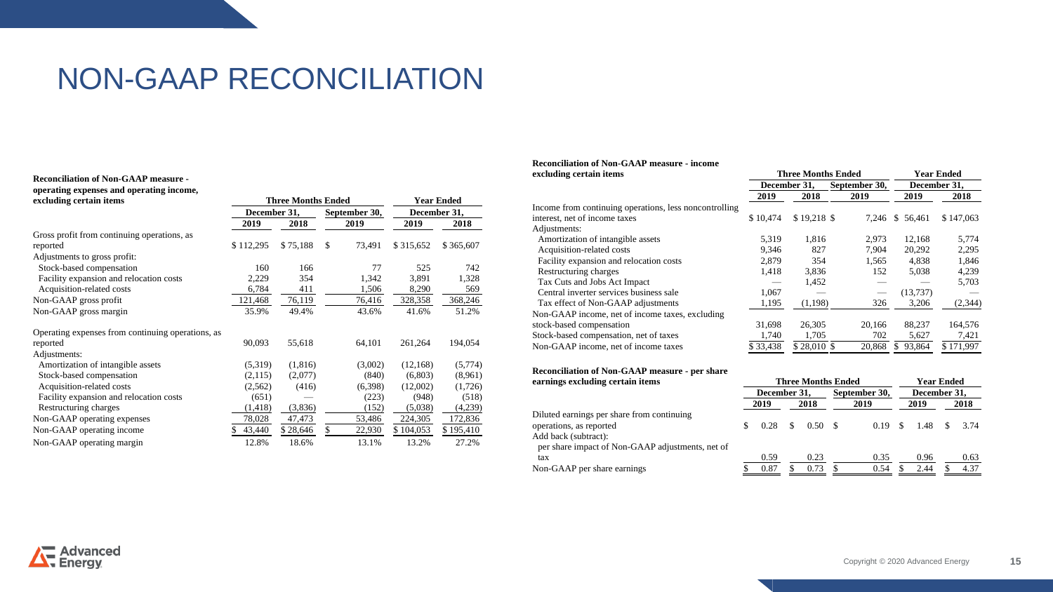# NON-GAAP RECONCILIATION

| **Reconciliation of Non-GAAP measure - operating expenses and operating income, excluding certain items** | **Three Months Ended** | | | **Year Ended** | |
|---|---|---|---|---|---|
| | **December 31,** | | **September 30,** | **December 31,** | |
| | **2019** | **2018** | **2019** | **2019** | **2018** |
| Gross profit from continuing operations, as reported | $ 112,295 | $ 75,188 | $ 73,491 | $ 315,652 | $ 365,607 |
| Adjustments to gross profit: | | | | | |
| Stock-based compensation | 160 | 166 | 77 | 525 | 742 |
| Facility expansion and relocation costs | 2,229 | 354 | 1,342 | 3,891 | 1,328 |
| Acquisition-related costs | 6,784 | 411 | 1,506 | 8,290 | 569 |
| Non-GAAP gross profit | 121,468 | 76,119 | 76,416 | 328,358 | 368,246 |
| Non-GAAP gross margin | 35.9% | 49.4% | 43.6% | 41.6% | 51.2% |
| Operating expenses from continuing operations, as reported | 90,093 | 55,618 | 64,101 | 261,264 | 194,054 |
| Adjustments: | | | | | |
| Amortization of intangible assets | (5,319) | (1,816) | (3,002) | (12,168) | (5,774) |
| Stock-based compensation | (2,115) | (2,077) | (840) | (6,803) | (8,961) |
| Acquisition-related costs | (2,562) | (416) | (6,398) | (12,002) | (1,726) |
| Facility expansion and relocation costs | (651) | — | (223) | (948) | (518) |
| Restructuring charges | (1,418) | (3,836) | (152) | (5,038) | (4,239) |
| Non-GAAP operating expenses | 78,028 | 47,473 | 53,486 | 224,305 | 172,836 |
| Non-GAAP operating income | $ 43,440 | $ 28,646 | $ 22,930 | $ 104,053 | $ 195,410 |
| Non-GAAP operating margin | 12.8% | 18.6% | 13.1% | 13.2% | 27.2% |

| **Reconciliation of Non-GAAP measure - income excluding certain items** | **Three Months Ended** | | | **Year Ended** | |
|---|---|---|---|---|---|
| | **December 31,** | | **September 30,** | **December 31,** | |
| | **2019** | **2018** | **2019** | **2019** | **2018** |
| Income from continuing operations, less noncontrolling interest, net of income taxes | $ 10,474 | $ 19,218 | $ 7,246 | $ 56,461 | $ 147,063 |
| Adjustments: | | | | | |
| Amortization of intangible assets | 5,319 | 1,816 | 2,973 | 12,168 | 5,774 |
| Acquisition-related costs | 9,346 | 827 | 7,904 | 20,292 | 2,295 |
| Facility expansion and relocation costs | 2,879 | 354 | 1,565 | 4,838 | 1,846 |
| Restructuring charges | 1,418 | 3,836 | 152 | 5,038 | 4,239 |
| Tax Cuts and Jobs Act Impact | — | 1,452 | — | — | 5,703 |
| Central inverter services business sale | 1,067 | — | — | (13,737) | — |
| Tax effect of Non-GAAP adjustments | 1,195 | (1,198) | 326 | 3,206 | (2,344) |
| Non-GAAP income, net of income taxes, excluding stock-based compensation | 31,698 | 26,305 | 20,166 | 88,237 | 164,576 |
| Stock-based compensation, net of taxes | 1,740 | 1,705 | 702 | 5,627 | 7,421 |
| Non-GAAP income, net of income taxes | $ 33,438 | $ 28,010 | $ 20,868 | $ 93,864 | $ 171,997 |

| **Reconciliation of Non-GAAP measure - per share earnings excluding certain items** | **Three Months Ended** | | | **Year Ended** | |
|---|---|---|---|---|---|
| | **December 31,** | | **September 30,** | **December 31,** | |
| | **2019** | **2018** | **2019** | **2019** | **2018** |
| Diluted earnings per share from continuing operations, as reported | $ 0.28 | $ 0.50 | $ 0.19 | $ 1.48 | $ 3.74 |
| Add back (subtract): | | | | | |
| per share impact of Non-GAAP adjustments, net of tax | 0.59 | 0.23 | 0.35 | 0.96 | 0.63 |
| Non-GAAP per share earnings | $ 0.87 | $ 0.73 | $ 0.54 | $ 2.44 | $ 4.37 |

Copyright © 2020 Advanced Energy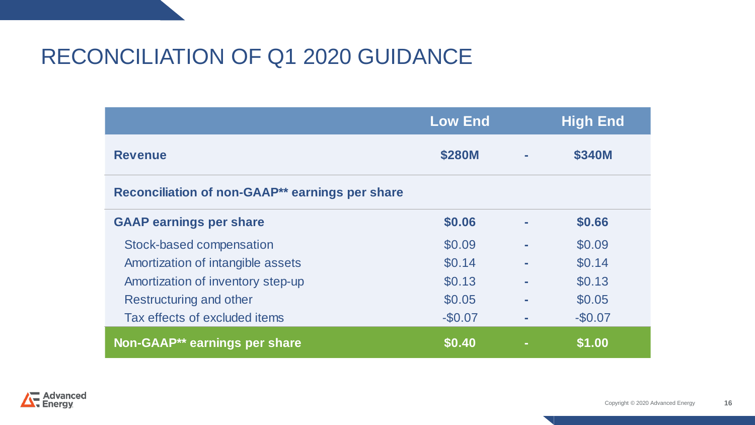# RECONCILIATION OF Q1 2020 GUIDANCE

| | Low End | | High End |
|---|---|---|---|
| **Revenue** | **$280M** | - | **$340M** |
| **Reconciliation of non-GAAP** earnings per share** | | | |
| **GAAP earnings per share** | **$0.06** | - | **$0.66** |
| Stock-based compensation | $0.09 | - | $0.09 |
| Amortization of intangible assets | $0.14 | - | $0.14 |
| Amortization of inventory step-up | $0.13 | - | $0.13 |
| Restructuring and other | $0.05 | - | $0.05 |
| Tax effects of excluded items | -$0.07 | - | -$0.07 |
| **Non-GAAP** earnings per share** | **$0.40** | - | **$1.00** |

Copyright © 2020 Advanced Energy